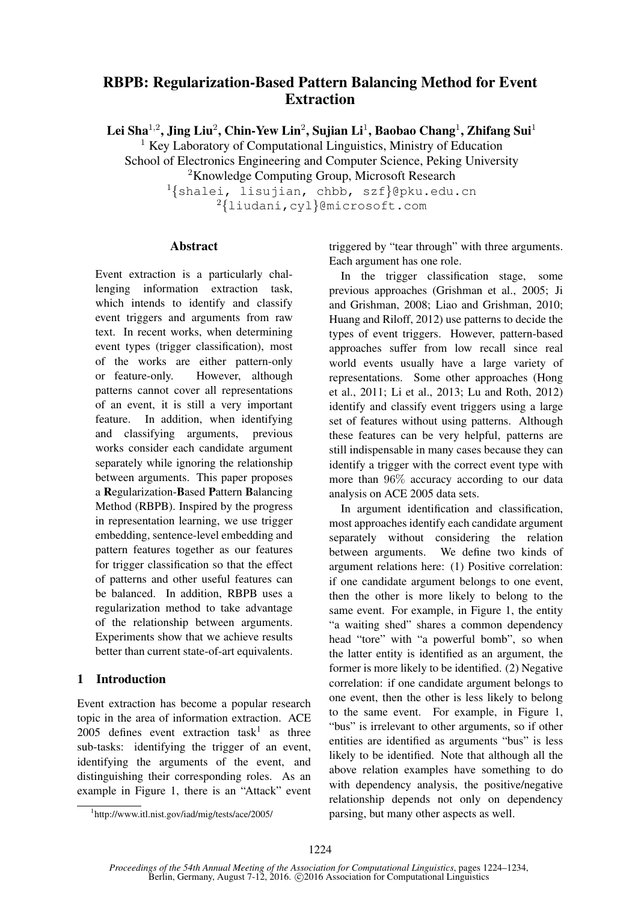# RBPB: Regularization-Based Pattern Balancing Method for Event Extraction

**Lei Sha[1,2], Jing Liu[2], Chin-Yew Lin[2], Sujian Li[1], Baobao Chang[1], Zhifang Sui[1]**

[1] Key Laboratory of Computational Linguistics, Ministry of Education
School of Electronics Engineering and Computer Science, Peking University
[2]Knowledge Computing Group, Microsoft Research
[1]{shalei, lisujian, chbb, szf}@pku.edu.cn
[2]{liudani,cyl}@microsoft.com

## Abstract

Event extraction is a particularly challenging information extraction task, which intends to identify and classify event triggers and arguments from raw text. In recent works, when determining event types (trigger classification), most of the works are either pattern-only or feature-only. However, although patterns cannot cover all representations of an event, it is still a very important feature. In addition, when identifying and classifying arguments, previous works consider each candidate argument separately while ignoring the relationship between arguments. This paper proposes a **R**egularization-**B**ased **P**attern **B**alancing Method (RBPB). Inspired by the progress in representation learning, we use trigger embedding, sentence-level embedding and pattern features together as our features for trigger classification so that the effect of patterns and other useful features can be balanced. In addition, RBPB uses a regularization method to take advantage of the relationship between arguments. Experiments show that we achieve results better than current state-of-art equivalents.

## 1 Introduction

Event extraction has become a popular research topic in the area of information extraction. ACE 2005 defines event extraction task[1] as three sub-tasks: identifying the trigger of an event, identifying the arguments of the event, and distinguishing their corresponding roles. As an example in Figure 1, there is an "Attack" event triggered by "tear through" with three arguments. Each argument has one role.

In the trigger classification stage, some previous approaches (Grishman et al., 2005; Ji and Grishman, 2008; Liao and Grishman, 2010; Huang and Riloff, 2012) use patterns to decide the types of event triggers. However, pattern-based approaches suffer from low recall since real world events usually have a large variety of representations. Some other approaches (Hong et al., 2011; Li et al., 2013; Lu and Roth, 2012) identify and classify event triggers using a large set of features without using patterns. Although these features can be very helpful, patterns are still indispensable in many cases because they can identify a trigger with the correct event type with more than 96% accuracy according to our data analysis on ACE 2005 data sets.

In argument identification and classification, most approaches identify each candidate argument separately without considering the relation between arguments. We define two kinds of argument relations here: (1) Positive correlation: if one candidate argument belongs to one event, then the other is more likely to belong to the same event. For example, in Figure 1, the entity "a waiting shed" shares a common dependency head "tore" with "a powerful bomb", so when the latter entity is identified as an argument, the former is more likely to be identified. (2) Negative correlation: if one candidate argument belongs to one event, then the other is less likely to belong to the same event. For example, in Figure 1, "bus" is irrelevant to other arguments, so if other entities are identified as arguments "bus" is less likely to be identified. Note that although all the above relation examples have something to do with dependency analysis, the positive/negative relationship depends not only on dependency parsing, but many other aspects as well.

[1]http://www.itl.nist.gov/iad/mig/tests/ace/2005/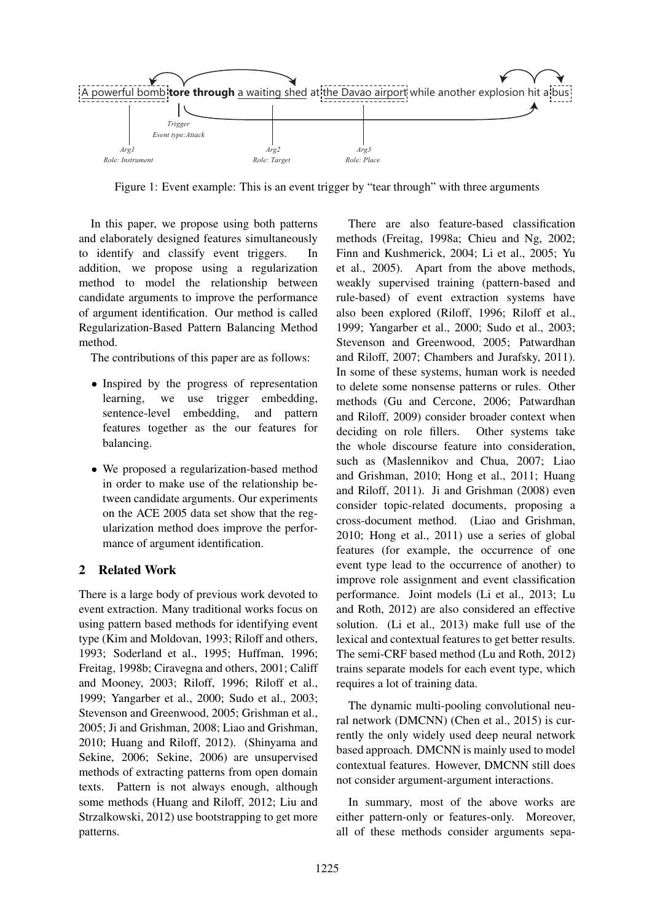Figure 1: Event example: This is an event trigger by "tear through" with three arguments

In this paper, we propose using both patterns and elaborately designed features simultaneously to identify and classify event triggers. In addition, we propose using a regularization method to model the relationship between candidate arguments to improve the performance of argument identification. Our method is called Regularization-Based Pattern Balancing Method method.

The contributions of this paper are as follows:

- Inspired by the progress of representation learning, we use trigger embedding, sentence-level embedding, and pattern features together as the our features for balancing.
- We proposed a regularization-based method in order to make use of the relationship between candidate arguments. Our experiments on the ACE 2005 data set show that the regularization method does improve the performance of argument identification.

## 2 Related Work

There is a large body of previous work devoted to event extraction. Many traditional works focus on using pattern based methods for identifying event type (Kim and Moldovan, 1993; Riloff and others, 1993; Soderland et al., 1995; Huffman, 1996; Freitag, 1998b; Ciravegna and others, 2001; Califf and Mooney, 2003; Riloff, 1996; Riloff et al., 1999; Yangarber et al., 2000; Sudo et al., 2003; Stevenson and Greenwood, 2005; Grishman et al., 2005; Ji and Grishman, 2008; Liao and Grishman, 2010; Huang and Riloff, 2012). (Shinyama and Sekine, 2006; Sekine, 2006) are unsupervised methods of extracting patterns from open domain texts. Pattern is not always enough, although some methods (Huang and Riloff, 2012; Liu and Strzalkowski, 2012) use bootstrapping to get more patterns.

There are also feature-based classification methods (Freitag, 1998a; Chieu and Ng, 2002; Finn and Kushmerick, 2004; Li et al., 2005; Yu et al., 2005). Apart from the above methods, weakly supervised training (pattern-based and rule-based) of event extraction systems have also been explored (Riloff, 1996; Riloff et al., 1999; Yangarber et al., 2000; Sudo et al., 2003; Stevenson and Greenwood, 2005; Patwardhan and Riloff, 2007; Chambers and Jurafsky, 2011). In some of these systems, human work is needed to delete some nonsense patterns or rules. Other methods (Gu and Cercone, 2006; Patwardhan and Riloff, 2009) consider broader context when deciding on role fillers. Other systems take the whole discourse feature into consideration, such as (Maslennikov and Chua, 2007; Liao and Grishman, 2010; Hong et al., 2011; Huang and Riloff, 2011). Ji and Grishman (2008) even consider topic-related documents, proposing a cross-document method. (Liao and Grishman, 2010; Hong et al., 2011) use a series of global features (for example, the occurrence of one event type lead to the occurrence of another) to improve role assignment and event classification performance. Joint models (Li et al., 2013; Lu and Roth, 2012) are also considered an effective solution. (Li et al., 2013) make full use of the lexical and contextual features to get better results. The semi-CRF based method (Lu and Roth, 2012) trains separate models for each event type, which requires a lot of training data.

The dynamic multi-pooling convolutional neural network (DMCNN) (Chen et al., 2015) is currently the only widely used deep neural network based approach. DMCNN is mainly used to model contextual features. However, DMCNN still does not consider argument-argument interactions.

In summary, most of the above works are either pattern-only or features-only. Moreover, all of these methods consider arguments sepa-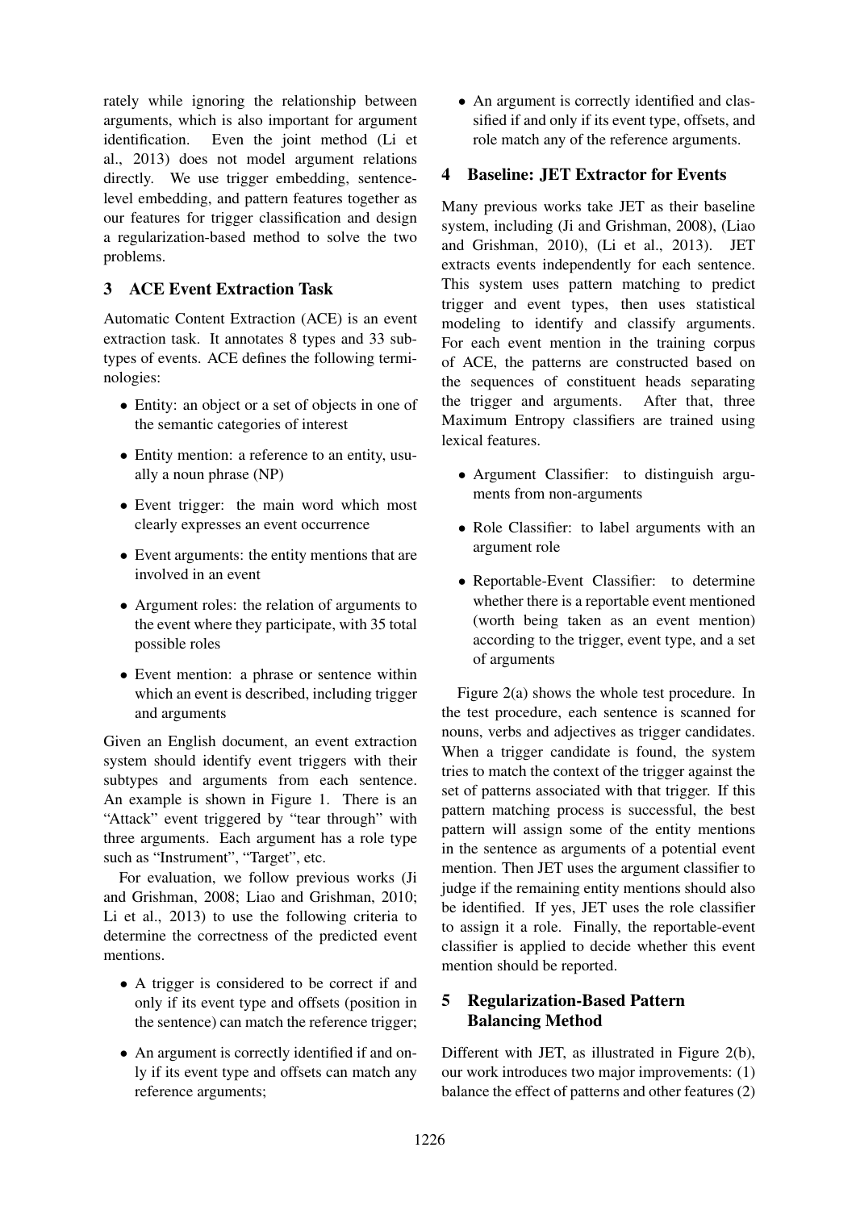rately while ignoring the relationship between arguments, which is also important for argument identification. Even the joint method (Li et al., 2013) does not model argument relations directly. We use trigger embedding, sentence-level embedding, and pattern features together as our features for trigger classification and design a regularization-based method to solve the two problems.

## 3 ACE Event Extraction Task

Automatic Content Extraction (ACE) is an event extraction task. It annotates 8 types and 33 subtypes of events. ACE defines the following terminologies:

- Entity: an object or a set of objects in one of the semantic categories of interest
- Entity mention: a reference to an entity, usually a noun phrase (NP)
- Event trigger: the main word which most clearly expresses an event occurrence
- Event arguments: the entity mentions that are involved in an event
- Argument roles: the relation of arguments to the event where they participate, with 35 total possible roles
- Event mention: a phrase or sentence within which an event is described, including trigger and arguments

Given an English document, an event extraction system should identify event triggers with their subtypes and arguments from each sentence. An example is shown in Figure 1. There is an "Attack" event triggered by "tear through" with three arguments. Each argument has a role type such as "Instrument", "Target", etc.

For evaluation, we follow previous works (Ji and Grishman, 2008; Liao and Grishman, 2010; Li et al., 2013) to use the following criteria to determine the correctness of the predicted event mentions.

- A trigger is considered to be correct if and only if its event type and offsets (position in the sentence) can match the reference trigger;
- An argument is correctly identified if and only if its event type and offsets can match any reference arguments;
- An argument is correctly identified and classified if and only if its event type, offsets, and role match any of the reference arguments.

## 4 Baseline: JET Extractor for Events

Many previous works take JET as their baseline system, including (Ji and Grishman, 2008), (Liao and Grishman, 2010), (Li et al., 2013). JET extracts events independently for each sentence. This system uses pattern matching to predict trigger and event types, then uses statistical modeling to identify and classify arguments. For each event mention in the training corpus of ACE, the patterns are constructed based on the sequences of constituent heads separating the trigger and arguments. After that, three Maximum Entropy classifiers are trained using lexical features.

- Argument Classifier: to distinguish arguments from non-arguments
- Role Classifier: to label arguments with an argument role
- Reportable-Event Classifier: to determine whether there is a reportable event mentioned (worth being taken as an event mention) according to the trigger, event type, and a set of arguments

Figure 2(a) shows the whole test procedure. In the test procedure, each sentence is scanned for nouns, verbs and adjectives as trigger candidates. When a trigger candidate is found, the system tries to match the context of the trigger against the set of patterns associated with that trigger. If this pattern matching process is successful, the best pattern will assign some of the entity mentions in the sentence as arguments of a potential event mention. Then JET uses the argument classifier to judge if the remaining entity mentions should also be identified. If yes, JET uses the role classifier to assign it a role. Finally, the reportable-event classifier is applied to decide whether this event mention should be reported.

## 5 Regularization-Based Pattern Balancing Method

Different with JET, as illustrated in Figure 2(b), our work introduces two major improvements: (1) balance the effect of patterns and other features (2)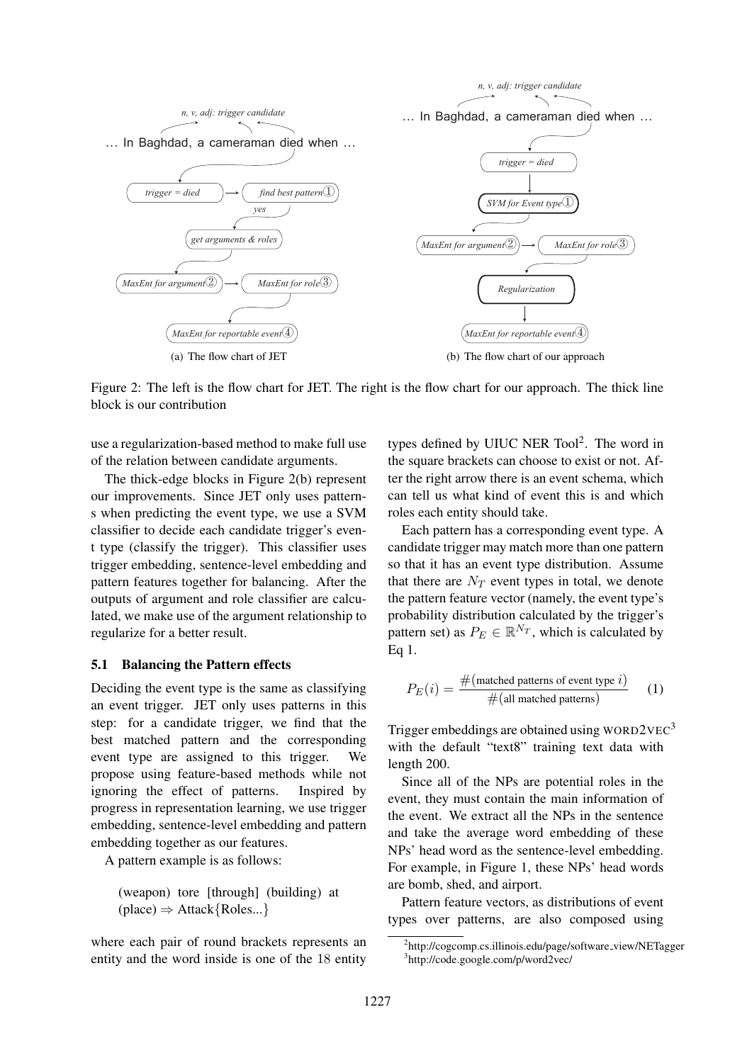Figure 2: The left is the flow chart for JET. The right is the flow chart for our approach. The thick line block is our contribution

use a regularization-based method to make full use of the relation between candidate arguments.

The thick-edge blocks in Figure 2(b) represent our improvements. Since JET only uses patterns when predicting the event type, we use a SVM classifier to decide each candidate trigger's event type (classify the trigger). This classifier uses trigger embedding, sentence-level embedding and pattern features together for balancing. After the outputs of argument and role classifier are calculated, we make use of the argument relationship to regularize for a better result.

### 5.1 Balancing the Pattern effects

Deciding the event type is the same as classifying an event trigger. JET only uses patterns in this step: for a candidate trigger, we find that the best matched pattern and the corresponding event type are assigned to this trigger. We propose using feature-based methods while not ignoring the effect of patterns. Inspired by progress in representation learning, we use trigger embedding, sentence-level embedding and pattern embedding together as our features.

A pattern example is as follows:

> (weapon) tore [through] (building) at (place) ⇒ Attack{Roles...}

where each pair of round brackets represents an entity and the word inside is one of the 18 entity types defined by UIUC NER Tool[2]. The word in the square brackets can choose to exist or not. After the right arrow there is an event schema, which can tell us what kind of event this is and which roles each entity should take.

Each pattern has a corresponding event type. A candidate trigger may match more than one pattern so that it has an event type distribution. Assume that there are $N_T$ event types in total, we denote the pattern feature vector (namely, the event type's probability distribution calculated by the trigger's pattern set) as $P_E \in \mathbb{R}^{N_T}$, which is calculated by Eq 1.

$$P_E(i) = \frac{\#(\text{matched patterns of event type } i)}{\#(\text{all matched patterns})} \quad (1)$$

Trigger embeddings are obtained using WORD2VEC[3] with the default "text8" training text data with length 200.

Since all of the NPs are potential roles in the event, they must contain the main information of the event. We extract all the NPs in the sentence and take the average word embedding of these NPs' head word as the sentence-level embedding. For example, in Figure 1, these NPs' head words are bomb, shed, and airport.

Pattern feature vectors, as distributions of event types over patterns, are also composed using

[2] http://cogcomp.cs.illinois.edu/page/software_view/NETagger
[3] http://code.google.com/p/word2vec/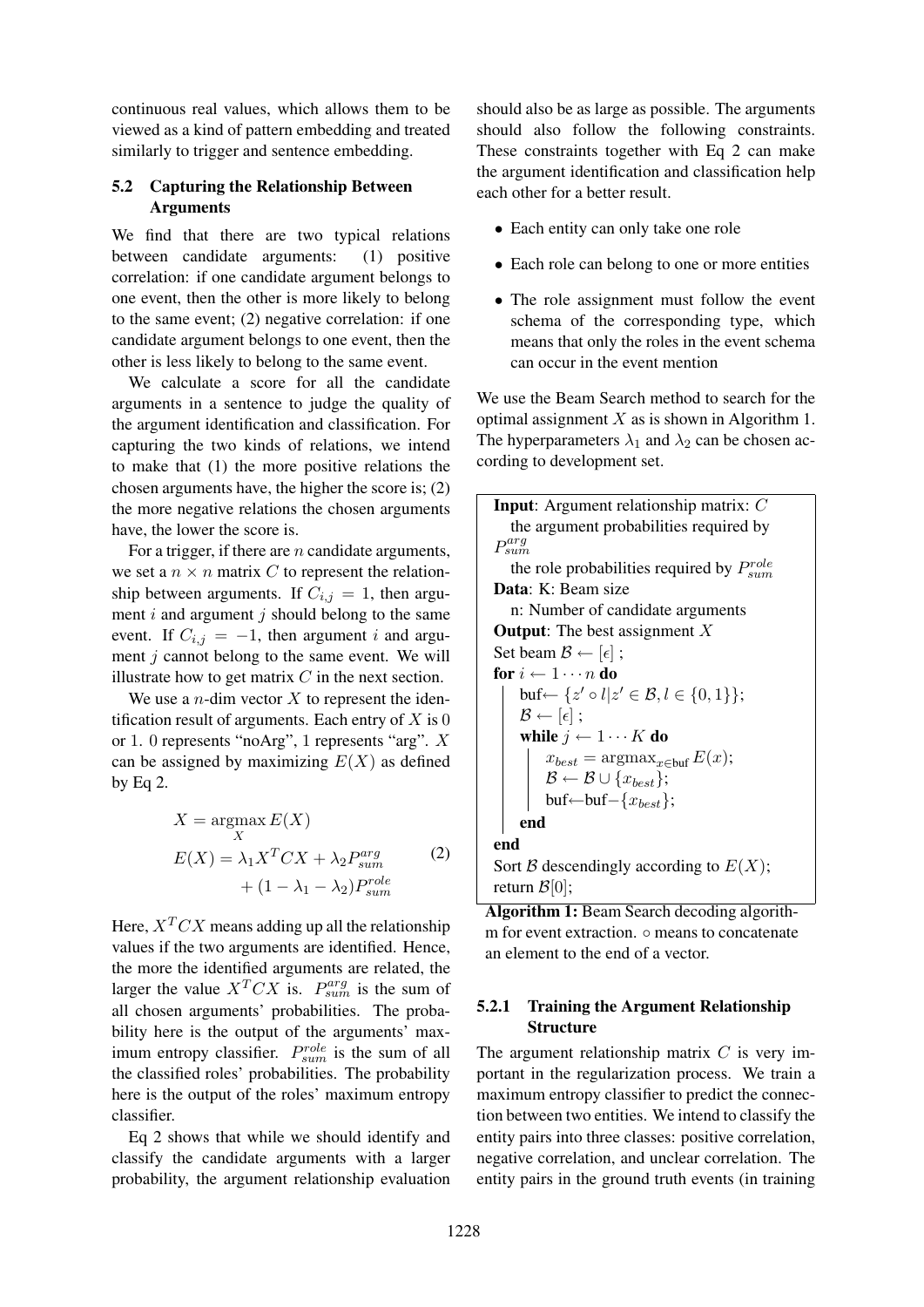continuous real values, which allows them to be viewed as a kind of pattern embedding and treated similarly to trigger and sentence embedding.

### 5.2 Capturing the Relationship Between Arguments

We find that there are two typical relations between candidate arguments: (1) positive correlation: if one candidate argument belongs to one event, then the other is more likely to belong to the same event; (2) negative correlation: if one candidate argument belongs to one event, then the other is less likely to belong to the same event.

We calculate a score for all the candidate arguments in a sentence to judge the quality of the argument identification and classification. For capturing the two kinds of relations, we intend to make that (1) the more positive relations the chosen arguments have, the higher the score is; (2) the more negative relations the chosen arguments have, the lower the score is.

For a trigger, if there are $n$ candidate arguments, we set a $n \times n$ matrix $C$ to represent the relationship between arguments. If $C_{i,j} = 1$, then argument $i$ and argument $j$ should belong to the same event. If $C_{i,j} = -1$, then argument $i$ and argument $j$ cannot belong to the same event. We will illustrate how to get matrix $C$ in the next section.

We use a $n$-dim vector $X$ to represent the identification result of arguments. Each entry of $X$ is 0 or 1. 0 represents "noArg", 1 represents "arg". $X$ can be assigned by maximizing $E(X)$ as defined by Eq 2.

$$
\begin{aligned}
X &= \operatorname*{argmax}_{X} E(X) \\
E(X) &= \lambda_1 X^T C X + \lambda_2 P^{arg}_{sum} \\
&\quad + (1 - \lambda_1 - \lambda_2) P^{role}_{sum}
\end{aligned} \tag{2}
$$

Here, $X^T C X$ means adding up all the relationship values if the two arguments are identified. Hence, the more the identified arguments are related, the larger the value $X^T C X$ is. $P^{arg}_{sum}$ is the sum of all chosen arguments' probabilities. The probability here is the output of the arguments' maximum entropy classifier. $P^{role}_{sum}$ is the sum of all the classified roles' probabilities. The probability here is the output of the roles' maximum entropy classifier.

Eq 2 shows that while we should identify and classify the candidate arguments with a larger probability, the argument relationship evaluation should also be as large as possible. The arguments should also follow the following constraints. These constraints together with Eq 2 can make the argument identification and classification help each other for a better result.

- Each entity can only take one role
- Each role can belong to one or more entities
- The role assignment must follow the event schema of the corresponding type, which means that only the roles in the event schema can occur in the event mention

We use the Beam Search method to search for the optimal assignment $X$ as is shown in Algorithm 1. The hyperparameters $\lambda_1$ and $\lambda_2$ can be chosen according to development set.

```
Input: Argument relationship matrix: C
    the argument probabilities required by P^{arg}_{sum}
    the role probabilities required by P^{role}_{sum}
Data: K: Beam size
    n: Number of candidate arguments
Output: The best assignment X
Set beam B ← [ε] ;
for i ← 1 ··· n do
    buf← {z' ∘ l | z' ∈ B, l ∈ {0, 1}};
    B ← [ε] ;
    while j ← 1 ··· K do
        x_best = argmax_{x∈buf} E(x);
        B ← B ∪ {x_best};
        buf←buf−{x_best};
    end
end
Sort B descendingly according to E(X);
return B[0];
```

**Algorithm 1:** Beam Search decoding algorithm for event extraction. $\circ$ means to concatenate an element to the end of a vector.

#### 5.2.1 Training the Argument Relationship Structure

The argument relationship matrix $C$ is very important in the regularization process. We train a maximum entropy classifier to predict the connection between two entities. We intend to classify the entity pairs into three classes: positive correlation, negative correlation, and unclear correlation. The entity pairs in the ground truth events (in training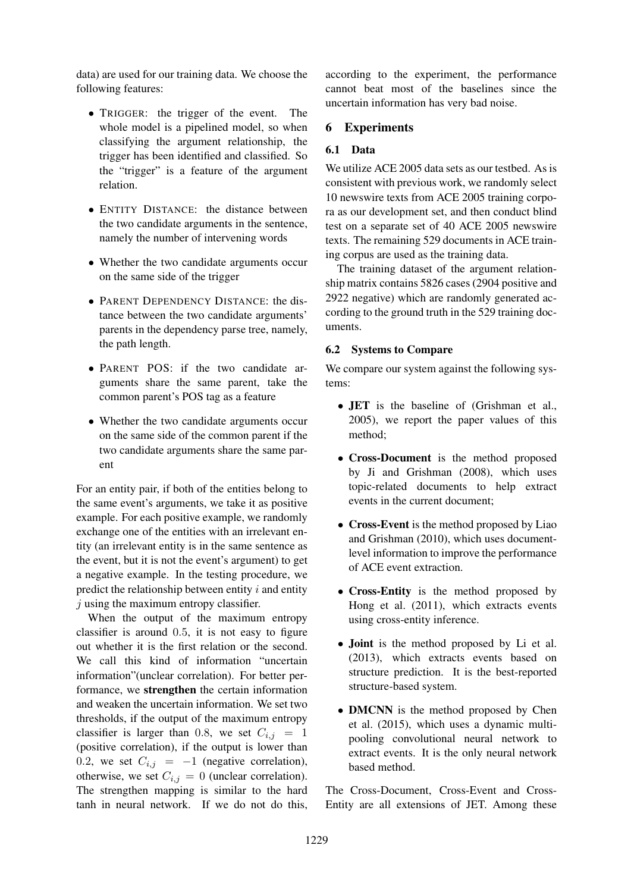data) are used for our training data. We choose the following features:

- TRIGGER: the trigger of the event. The whole model is a pipelined model, so when classifying the argument relationship, the trigger has been identified and classified. So the "trigger" is a feature of the argument relation.
- ENTITY DISTANCE: the distance between the two candidate arguments in the sentence, namely the number of intervening words
- Whether the two candidate arguments occur on the same side of the trigger
- PARENT DEPENDENCY DISTANCE: the distance between the two candidate arguments' parents in the dependency parse tree, namely, the path length.
- PARENT POS: if the two candidate arguments share the same parent, take the common parent's POS tag as a feature
- Whether the two candidate arguments occur on the same side of the common parent if the two candidate arguments share the same parent

For an entity pair, if both of the entities belong to the same event's arguments, we take it as positive example. For each positive example, we randomly exchange one of the entities with an irrelevant entity (an irrelevant entity is in the same sentence as the event, but it is not the event's argument) to get a negative example. In the testing procedure, we predict the relationship between entity $i$ and entity $j$ using the maximum entropy classifier.

When the output of the maximum entropy classifier is around 0.5, it is not easy to figure out whether it is the first relation or the second. We call this kind of information "uncertain information"(unclear correlation). For better performance, we **strengthen** the certain information and weaken the uncertain information. We set two thresholds, if the output of the maximum entropy classifier is larger than 0.8, we set $C_{i,j} = 1$ (positive correlation), if the output is lower than 0.2, we set $C_{i,j} = -1$ (negative correlation), otherwise, we set $C_{i,j} = 0$ (unclear correlation). The strengthen mapping is similar to the hard tanh in neural network. If we do not do this, according to the experiment, the performance cannot beat most of the baselines since the uncertain information has very bad noise.

## 6 Experiments

### 6.1 Data

We utilize ACE 2005 data sets as our testbed. As is consistent with previous work, we randomly select 10 newswire texts from ACE 2005 training corpora as our development set, and then conduct blind test on a separate set of 40 ACE 2005 newswire texts. The remaining 529 documents in ACE training corpus are used as the training data.

The training dataset of the argument relationship matrix contains 5826 cases (2904 positive and 2922 negative) which are randomly generated according to the ground truth in the 529 training documents.

### 6.2 Systems to Compare

We compare our system against the following systems:

- **JET** is the baseline of (Grishman et al., 2005), we report the paper values of this method;
- **Cross-Document** is the method proposed by Ji and Grishman (2008), which uses topic-related documents to help extract events in the current document;
- **Cross-Event** is the method proposed by Liao and Grishman (2010), which uses document-level information to improve the performance of ACE event extraction.
- **Cross-Entity** is the method proposed by Hong et al. (2011), which extracts events using cross-entity inference.
- **Joint** is the method proposed by Li et al. (2013), which extracts events based on structure prediction. It is the best-reported structure-based system.
- **DMCNN** is the method proposed by Chen et al. (2015), which uses a dynamic multi-pooling convolutional neural network to extract events. It is the only neural network based method.

The Cross-Document, Cross-Event and Cross-Entity are all extensions of JET. Among these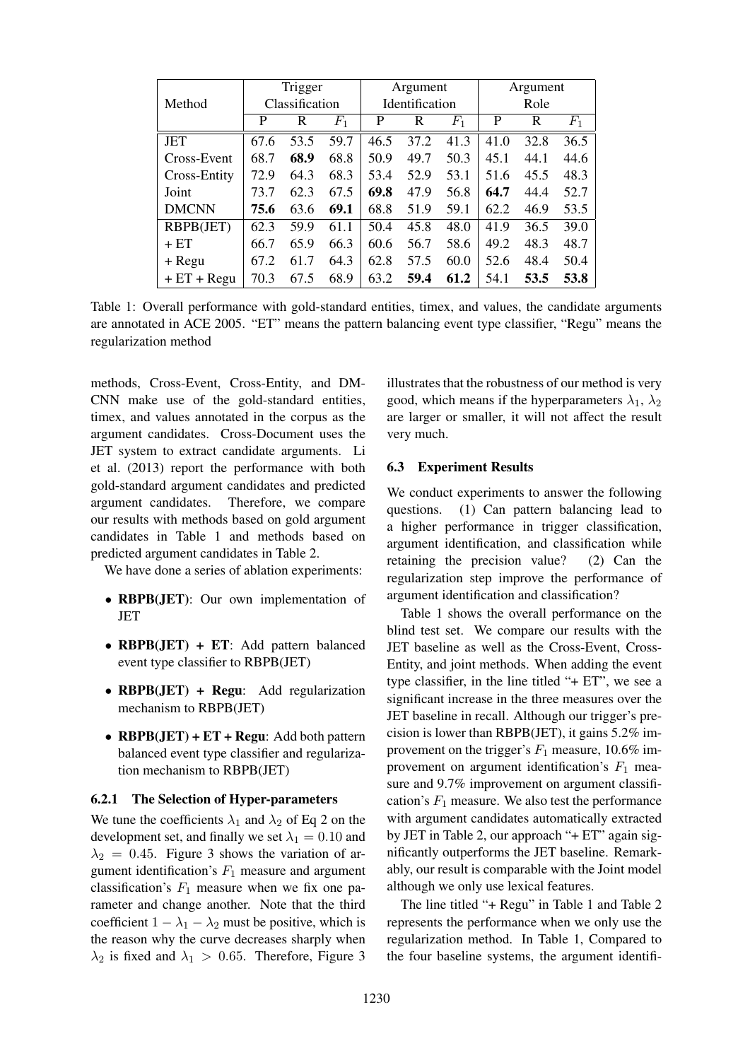| Method | Trigger Classification | | | Argument Identification | | | Argument Role | | |
|---|---|---|---|---|---|---|---|---|---|
| | P | R | $F_1$ | P | R | $F_1$ | P | R | $F_1$ |
| JET | 67.6 | 53.5 | 59.7 | 46.5 | 37.2 | 41.3 | 41.0 | 32.8 | 36.5 |
| Cross-Event | 68.7 | **68.9** | 68.8 | 50.9 | 49.7 | 50.3 | 45.1 | 44.1 | 44.6 |
| Cross-Entity | 72.9 | 64.3 | 68.3 | 53.4 | 52.9 | 53.1 | 51.6 | 45.5 | 48.3 |
| Joint | 73.7 | 62.3 | 67.5 | **69.8** | 47.9 | 56.8 | **64.7** | 44.4 | 52.7 |
| DMCNN | **75.6** | 63.6 | **69.1** | 68.8 | 51.9 | 59.1 | 62.2 | 46.9 | 53.5 |
| RBPB(JET) | 62.3 | 59.9 | 61.1 | 50.4 | 45.8 | 48.0 | 41.9 | 36.5 | 39.0 |
| + ET | 66.7 | 65.9 | 66.3 | 60.6 | 56.7 | 58.6 | 49.2 | 48.3 | 48.7 |
| + Regu | 67.2 | 61.7 | 64.3 | 62.8 | 57.5 | 60.0 | 52.6 | 48.4 | 50.4 |
| + ET + Regu | 70.3 | 67.5 | 68.9 | 63.2 | **59.4** | **61.2** | 54.1 | **53.5** | **53.8** |

Table 1: Overall performance with gold-standard entities, timex, and values, the candidate arguments are annotated in ACE 2005. "ET" means the pattern balancing event type classifier, "Regu" means the regularization method

methods, Cross-Event, Cross-Entity, and DMCNN make use of the gold-standard entities, timex, and values annotated in the corpus as the argument candidates. Cross-Document uses the JET system to extract candidate arguments. Li et al. (2013) report the performance with both gold-standard argument candidates and predicted argument candidates. Therefore, we compare our results with methods based on gold argument candidates in Table 1 and methods based on predicted argument candidates in Table 2.

We have done a series of ablation experiments:

- **RBPB(JET)**: Our own implementation of JET
- **RBPB(JET) + ET**: Add pattern balanced event type classifier to RBPB(JET)
- **RBPB(JET) + Regu**: Add regularization mechanism to RBPB(JET)
- **RBPB(JET) + ET + Regu**: Add both pattern balanced event type classifier and regularization mechanism to RBPB(JET)

#### 6.2.1 The Selection of Hyper-parameters

We tune the coefficients $\lambda_1$ and $\lambda_2$ of Eq 2 on the development set, and finally we set $\lambda_1 = 0.10$ and $\lambda_2 = 0.45$. Figure 3 shows the variation of argument identification's $F_1$ measure and argument classification's $F_1$ measure when we fix one parameter and change another. Note that the third coefficient $1 - \lambda_1 - \lambda_2$ must be positive, which is the reason why the curve decreases sharply when $\lambda_2$ is fixed and $\lambda_1 > 0.65$. Therefore, Figure 3 illustrates that the robustness of our method is very good, which means if the hyperparameters $\lambda_1$, $\lambda_2$ are larger or smaller, it will not affect the result very much.

### 6.3 Experiment Results

We conduct experiments to answer the following questions. (1) Can pattern balancing lead to a higher performance in trigger classification, argument identification, and classification while retaining the precision value? (2) Can the regularization step improve the performance of argument identification and classification?

Table 1 shows the overall performance on the blind test set. We compare our results with the JET baseline as well as the Cross-Event, Cross-Entity, and joint methods. When adding the event type classifier, in the line titled "+ ET", we see a significant increase in the three measures over the JET baseline in recall. Although our trigger's precision is lower than RBPB(JET), it gains 5.2% improvement on the trigger's $F_1$ measure, 10.6% improvement on argument identification's $F_1$ measure and 9.7% improvement on argument classification's $F_1$ measure. We also test the performance with argument candidates automatically extracted by JET in Table 2, our approach "+ ET" again significantly outperforms the JET baseline. Remarkably, our result is comparable with the Joint model although we only use lexical features.

The line titled "+ Regu" in Table 1 and Table 2 represents the performance when we only use the regularization method. In Table 1, Compared to the four baseline systems, the argument identifi-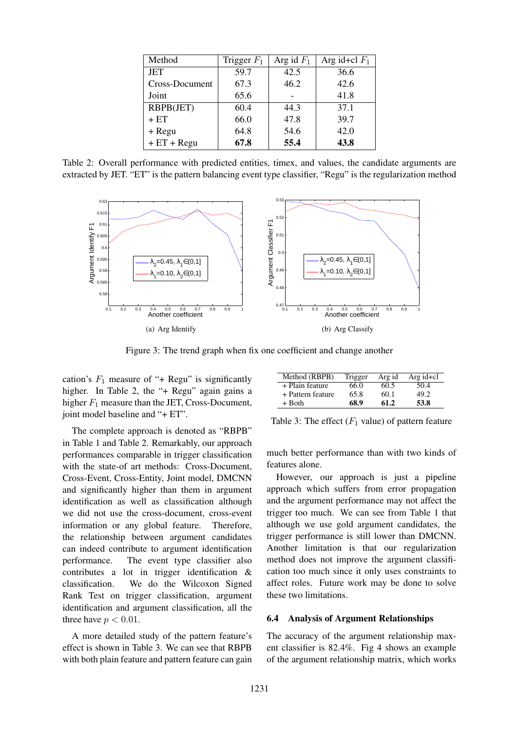| Method | Trigger $F_1$ | Arg id $F_1$ | Arg id+cl $F_1$ |
|---|---|---|---|
| JET | 59.7 | 42.5 | 36.6 |
| Cross-Document | 67.3 | 46.2 | 42.6 |
| Joint | 65.6 | - | 41.8 |
| RBPB(JET) | 60.4 | 44.3 | 37.1 |
| + ET | 66.0 | 47.8 | 39.7 |
| + Regu | 64.8 | 54.6 | 42.0 |
| + ET + Regu | **67.8** | **55.4** | **43.8** |

Table 2: Overall performance with predicted entities, timex, and values, the candidate arguments are extracted by JET. "ET" is the pattern balancing event type classifier, "Regu" is the regularization method

(a) Arg Identify

(b) Arg Classify

Figure 3: The trend graph when fix one coefficient and change another

cation's $F_1$ measure of "+ Regu" is significantly higher. In Table 2, the "+ Regu" again gains a higher $F_1$ measure than the JET, Cross-Document, joint model baseline and "+ ET".

The complete approach is denoted as "RBPB" in Table 1 and Table 2. Remarkably, our approach performances comparable in trigger classification with the state-of art methods: Cross-Document, Cross-Event, Cross-Entity, Joint model, DMCNN and significantly higher than them in argument identification as well as classification although we did not use the cross-document, cross-event information or any global feature. Therefore, the relationship between argument candidates can indeed contribute to argument identification performance. The event type classifier also contributes a lot in trigger identification & classification. We do the Wilcoxon Signed Rank Test on trigger classification, argument identification and argument classification, all the three have $p < 0.01$.

A more detailed study of the pattern feature's effect is shown in Table 3. We can see that RBPB with both plain feature and pattern feature can gain much better performance than with two kinds of features alone.

| Method (RBPB) | Trigger | Arg id | Arg id+cl |
|---|---|---|---|
| + Plain feature | 66.0 | 60.5 | 50.4 |
| + Pattern feature | 65.8 | 60.1 | 49.2 |
| + Both | **68.9** | **61.2** | **53.8** |

Table 3: The effect ($F_1$ value) of pattern feature

However, our approach is just a pipeline approach which suffers from error propagation and the argument performance may not affect the trigger too much. We can see from Table 1 that although we use gold argument candidates, the trigger performance is still lower than DMCNN. Another limitation is that our regularization method does not improve the argument classification too much since it only uses constraints to affect roles. Future work may be done to solve these two limitations.

### 6.4 Analysis of Argument Relationships

The accuracy of the argument relationship max-ent classifier is 82.4%. Fig 4 shows an example of the argument relationship matrix, which works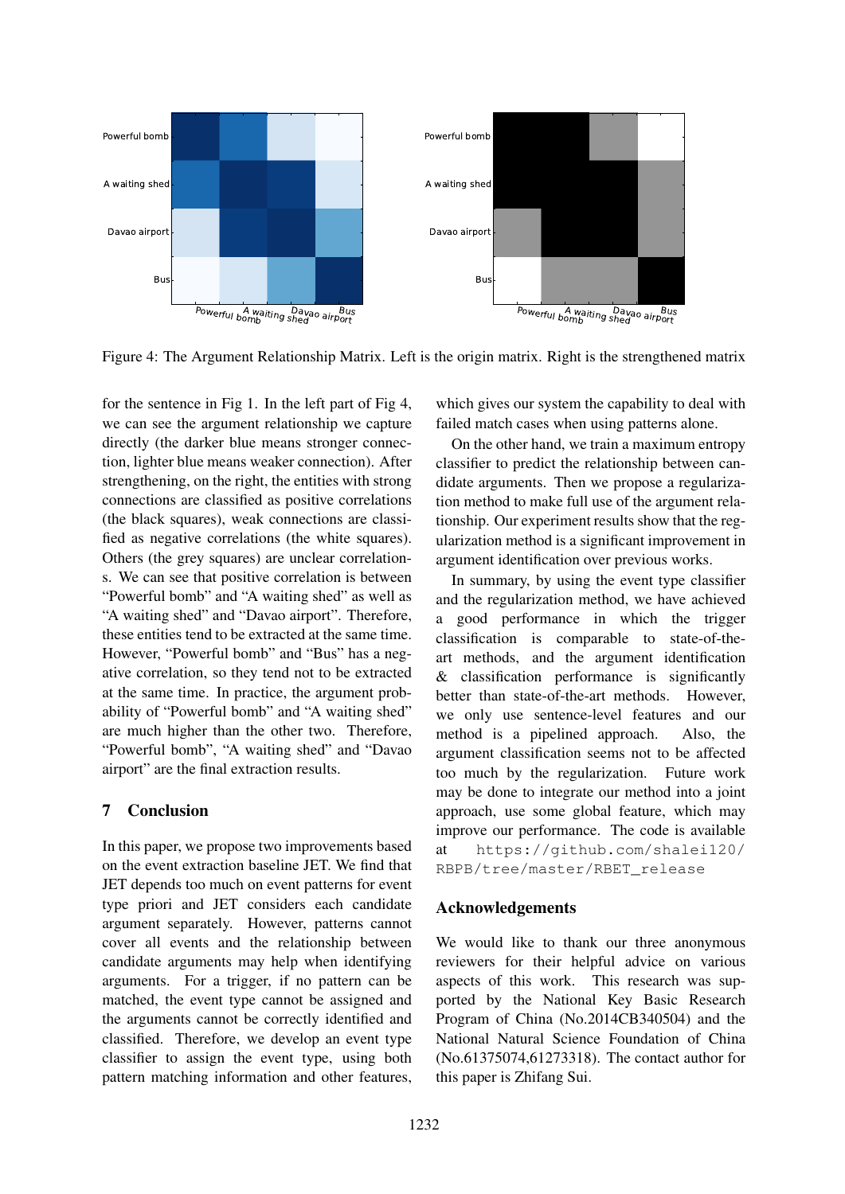Figure 4: The Argument Relationship Matrix. Left is the origin matrix. Right is the strengthened matrix

for the sentence in Fig 1. In the left part of Fig 4, we can see the argument relationship we capture directly (the darker blue means stronger connection, lighter blue means weaker connection). After strengthening, on the right, the entities with strong connections are classified as positive correlations (the black squares), weak connections are classified as negative correlations (the white squares). Others (the grey squares) are unclear correlations. We can see that positive correlation is between "Powerful bomb" and "A waiting shed" as well as "A waiting shed" and "Davao airport". Therefore, these entities tend to be extracted at the same time. However, "Powerful bomb" and "Bus" has a negative correlation, so they tend not to be extracted at the same time. In practice, the argument probability of "Powerful bomb" and "A waiting shed" are much higher than the other two. Therefore, "Powerful bomb", "A waiting shed" and "Davao airport" are the final extraction results.

## 7 Conclusion

In this paper, we propose two improvements based on the event extraction baseline JET. We find that JET depends too much on event patterns for event type priori and JET considers each candidate argument separately. However, patterns cannot cover all events and the relationship between candidate arguments may help when identifying arguments. For a trigger, if no pattern can be matched, the event type cannot be assigned and the arguments cannot be correctly identified and classified. Therefore, we develop an event type classifier to assign the event type, using both pattern matching information and other features, which gives our system the capability to deal with failed match cases when using patterns alone.

On the other hand, we train a maximum entropy classifier to predict the relationship between candidate arguments. Then we propose a regularization method to make full use of the argument relationship. Our experiment results show that the regularization method is a significant improvement in argument identification over previous works.

In summary, by using the event type classifier and the regularization method, we have achieved a good performance in which the trigger classification is comparable to state-of-the-art methods, and the argument identification & classification performance is significantly better than state-of-the-art methods. However, we only use sentence-level features and our method is a pipelined approach. Also, the argument classification seems not to be affected too much by the regularization. Future work may be done to integrate our method into a joint approach, use some global feature, which may improve our performance. The code is available at `https://github.com/shalei120/RBPB/tree/master/RBET_release`

## Acknowledgements

We would like to thank our three anonymous reviewers for their helpful advice on various aspects of this work. This research was supported by the National Key Basic Research Program of China (No.2014CB340504) and the National Natural Science Foundation of China (No.61375074,61273318). The contact author for this paper is Zhifang Sui.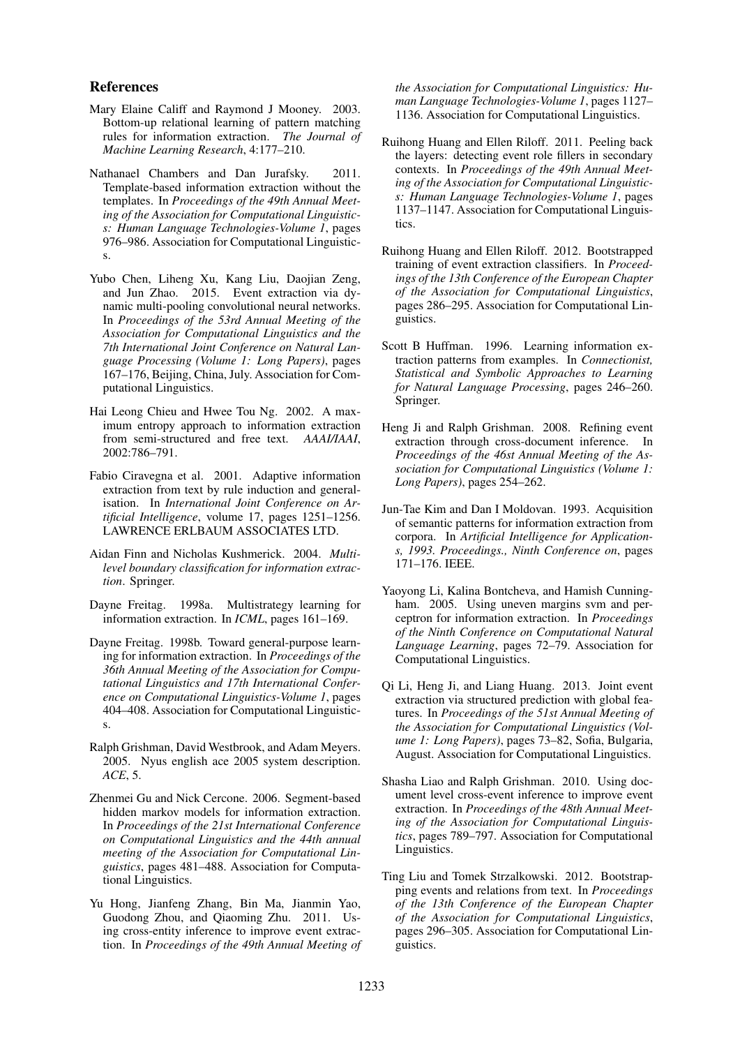## References

Mary Elaine Califf and Raymond J Mooney. 2003. Bottom-up relational learning of pattern matching rules for information extraction. *The Journal of Machine Learning Research*, 4:177–210.

Nathanael Chambers and Dan Jurafsky. 2011. Template-based information extraction without the templates. In *Proceedings of the 49th Annual Meeting of the Association for Computational Linguistics: Human Language Technologies-Volume 1*, pages 976–986. Association for Computational Linguistics.

Yubo Chen, Liheng Xu, Kang Liu, Daojian Zeng, and Jun Zhao. 2015. Event extraction via dynamic multi-pooling convolutional neural networks. In *Proceedings of the 53rd Annual Meeting of the Association for Computational Linguistics and the 7th International Joint Conference on Natural Language Processing (Volume 1: Long Papers)*, pages 167–176, Beijing, China, July. Association for Computational Linguistics.

Hai Leong Chieu and Hwee Tou Ng. 2002. A maximum entropy approach to information extraction from semi-structured and free text. *AAAI/IAAI*, 2002:786–791.

Fabio Ciravegna et al. 2001. Adaptive information extraction from text by rule induction and generalisation. In *International Joint Conference on Artificial Intelligence*, volume 17, pages 1251–1256. LAWRENCE ERLBAUM ASSOCIATES LTD.

Aidan Finn and Nicholas Kushmerick. 2004. *Multi-level boundary classification for information extraction*. Springer.

Dayne Freitag. 1998a. Multistrategy learning for information extraction. In *ICML*, pages 161–169.

Dayne Freitag. 1998b. Toward general-purpose learning for information extraction. In *Proceedings of the 36th Annual Meeting of the Association for Computational Linguistics and 17th International Conference on Computational Linguistics-Volume 1*, pages 404–408. Association for Computational Linguistics.

Ralph Grishman, David Westbrook, and Adam Meyers. 2005. Nyus english ace 2005 system description. *ACE*, 5.

Zhenmei Gu and Nick Cercone. 2006. Segment-based hidden markov models for information extraction. In *Proceedings of the 21st International Conference on Computational Linguistics and the 44th annual meeting of the Association for Computational Linguistics*, pages 481–488. Association for Computational Linguistics.

Yu Hong, Jianfeng Zhang, Bin Ma, Jianmin Yao, Guodong Zhou, and Qiaoming Zhu. 2011. Using cross-entity inference to improve event extraction. In *Proceedings of the 49th Annual Meeting of the Association for Computational Linguistics: Human Language Technologies-Volume 1*, pages 1127–1136. Association for Computational Linguistics.

Ruihong Huang and Ellen Riloff. 2011. Peeling back the layers: detecting event role fillers in secondary contexts. In *Proceedings of the 49th Annual Meeting of the Association for Computational Linguistics: Human Language Technologies-Volume 1*, pages 1137–1147. Association for Computational Linguistics.

Ruihong Huang and Ellen Riloff. 2012. Bootstrapped training of event extraction classifiers. In *Proceedings of the 13th Conference of the European Chapter of the Association for Computational Linguistics*, pages 286–295. Association for Computational Linguistics.

Scott B Huffman. 1996. Learning information extraction patterns from examples. In *Connectionist, Statistical and Symbolic Approaches to Learning for Natural Language Processing*, pages 246–260. Springer.

Heng Ji and Ralph Grishman. 2008. Refining event extraction through cross-document inference. In *Proceedings of the 46st Annual Meeting of the Association for Computational Linguistics (Volume 1: Long Papers)*, pages 254–262.

Jun-Tae Kim and Dan I Moldovan. 1993. Acquisition of semantic patterns for information extraction from corpora. In *Artificial Intelligence for Applications, 1993. Proceedings., Ninth Conference on*, pages 171–176. IEEE.

Yaoyong Li, Kalina Bontcheva, and Hamish Cunningham. 2005. Using uneven margins svm and perceptron for information extraction. In *Proceedings of the Ninth Conference on Computational Natural Language Learning*, pages 72–79. Association for Computational Linguistics.

Qi Li, Heng Ji, and Liang Huang. 2013. Joint event extraction via structured prediction with global features. In *Proceedings of the 51st Annual Meeting of the Association for Computational Linguistics (Volume 1: Long Papers)*, pages 73–82, Sofia, Bulgaria, August. Association for Computational Linguistics.

Shasha Liao and Ralph Grishman. 2010. Using document level cross-event inference to improve event extraction. In *Proceedings of the 48th Annual Meeting of the Association for Computational Linguistics*, pages 789–797. Association for Computational Linguistics.

Ting Liu and Tomek Strzalkowski. 2012. Bootstrapping events and relations from text. In *Proceedings of the 13th Conference of the European Chapter of the Association for Computational Linguistics*, pages 296–305. Association for Computational Linguistics.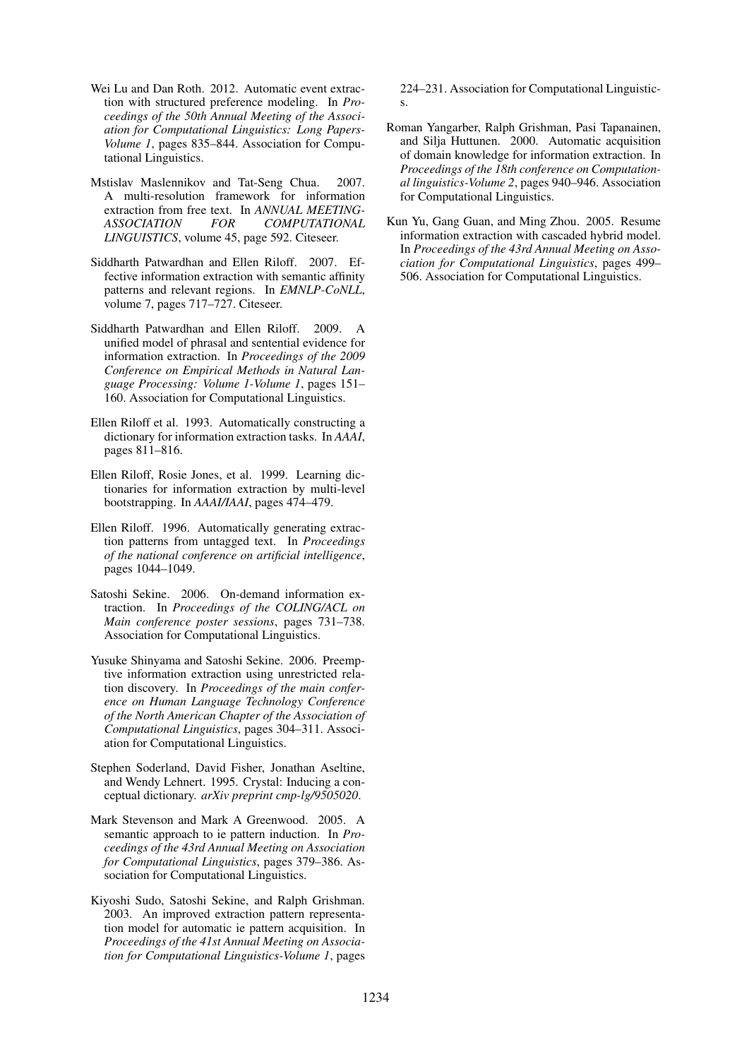Wei Lu and Dan Roth. 2012. Automatic event extraction with structured preference modeling. In *Proceedings of the 50th Annual Meeting of the Association for Computational Linguistics: Long Papers-Volume 1*, pages 835–844. Association for Computational Linguistics.

Mstislav Maslennikov and Tat-Seng Chua. 2007. A multi-resolution framework for information extraction from free text. In *ANNUAL MEETING-ASSOCIATION FOR COMPUTATIONAL LINGUISTICS*, volume 45, page 592. Citeseer.

Siddharth Patwardhan and Ellen Riloff. 2007. Effective information extraction with semantic affinity patterns and relevant regions. In *EMNLP-CoNLL*, volume 7, pages 717–727. Citeseer.

Siddharth Patwardhan and Ellen Riloff. 2009. A unified model of phrasal and sentential evidence for information extraction. In *Proceedings of the 2009 Conference on Empirical Methods in Natural Language Processing: Volume 1-Volume 1*, pages 151–160. Association for Computational Linguistics.

Ellen Riloff et al. 1993. Automatically constructing a dictionary for information extraction tasks. In *AAAI*, pages 811–816.

Ellen Riloff, Rosie Jones, et al. 1999. Learning dictionaries for information extraction by multi-level bootstrapping. In *AAAI/IAAI*, pages 474–479.

Ellen Riloff. 1996. Automatically generating extraction patterns from untagged text. In *Proceedings of the national conference on artificial intelligence*, pages 1044–1049.

Satoshi Sekine. 2006. On-demand information extraction. In *Proceedings of the COLING/ACL on Main conference poster sessions*, pages 731–738. Association for Computational Linguistics.

Yusuke Shinyama and Satoshi Sekine. 2006. Preemptive information extraction using unrestricted relation discovery. In *Proceedings of the main conference on Human Language Technology Conference of the North American Chapter of the Association of Computational Linguistics*, pages 304–311. Association for Computational Linguistics.

Stephen Soderland, David Fisher, Jonathan Aseltine, and Wendy Lehnert. 1995. Crystal: Inducing a conceptual dictionary. *arXiv preprint cmp-lg/9505020*.

Mark Stevenson and Mark A Greenwood. 2005. A semantic approach to ie pattern induction. In *Proceedings of the 43rd Annual Meeting on Association for Computational Linguistics*, pages 379–386. Association for Computational Linguistics.

Kiyoshi Sudo, Satoshi Sekine, and Ralph Grishman. 2003. An improved extraction pattern representation model for automatic ie pattern acquisition. In *Proceedings of the 41st Annual Meeting on Association for Computational Linguistics-Volume 1*, pages 224–231. Association for Computational Linguistics.

Roman Yangarber, Ralph Grishman, Pasi Tapanainen, and Silja Huttunen. 2000. Automatic acquisition of domain knowledge for information extraction. In *Proceedings of the 18th conference on Computational linguistics-Volume 2*, pages 940–946. Association for Computational Linguistics.

Kun Yu, Gang Guan, and Ming Zhou. 2005. Resume information extraction with cascaded hybrid model. In *Proceedings of the 43rd Annual Meeting on Association for Computational Linguistics*, pages 499–506. Association for Computational Linguistics.